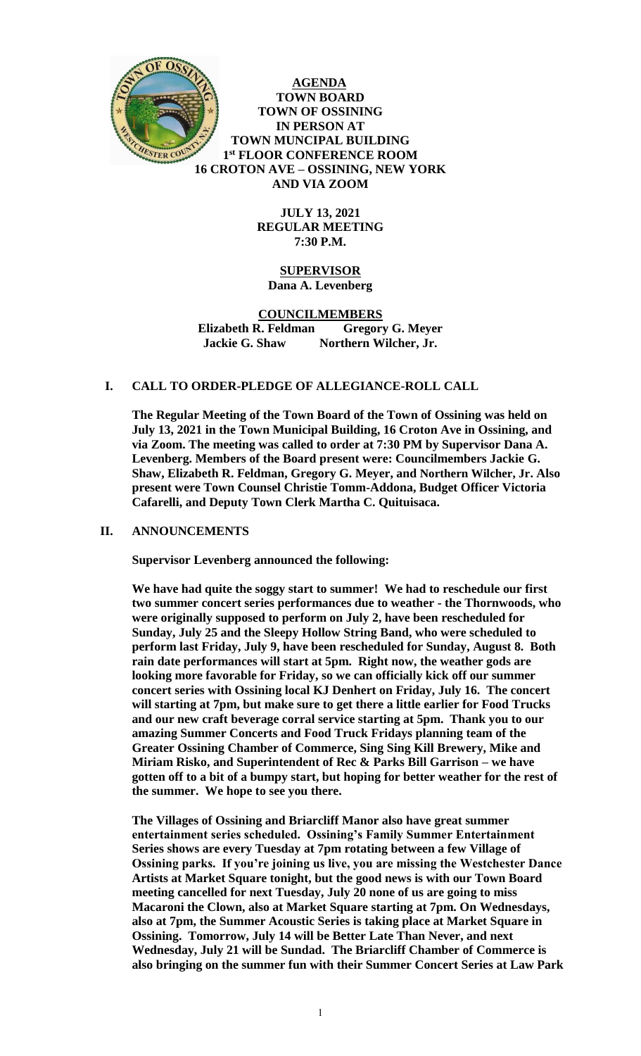**AGENDA**
**TOWN BOARD**
**TOWN OF OSSINING**
**IN PERSON AT**
**TOWN MUNCIPAL BUILDING**
**1st FLOOR CONFERENCE ROOM**
**16 CROTON AVE – OSSINING, NEW YORK**
**AND VIA ZOOM**

**JULY 13, 2021**
**REGULAR MEETING**
**7:30 P.M.**

**SUPERVISOR**
**Dana A. Levenberg**

**COUNCILMEMBERS**
**Elizabeth R. Feldman Gregory G. Meyer**
**Jackie G. Shaw Northern Wilcher, Jr.**

## I. CALL TO ORDER-PLEDGE OF ALLEGIANCE-ROLL CALL

**The Regular Meeting of the Town Board of the Town of Ossining was held on July 13, 2021 in the Town Municipal Building, 16 Croton Ave in Ossining, and via Zoom. The meeting was called to order at 7:30 PM by Supervisor Dana A. Levenberg. Members of the Board present were: Councilmembers Jackie G. Shaw, Elizabeth R. Feldman, Gregory G. Meyer, and Northern Wilcher, Jr. Also present were Town Counsel Christie Tomm-Addona, Budget Officer Victoria Cafarelli, and Deputy Town Clerk Martha C. Quituisaca.**

## II. ANNOUNCEMENTS

**Supervisor Levenberg announced the following:**

**We have had quite the soggy start to summer! We had to reschedule our first two summer concert series performances due to weather - the Thornwoods, who were originally supposed to perform on July 2, have been rescheduled for Sunday, July 25 and the Sleepy Hollow String Band, who were scheduled to perform last Friday, July 9, have been rescheduled for Sunday, August 8. Both rain date performances will start at 5pm. Right now, the weather gods are looking more favorable for Friday, so we can officially kick off our summer concert series with Ossining local KJ Denhert on Friday, July 16. The concert will starting at 7pm, but make sure to get there a little earlier for Food Trucks and our new craft beverage corral service starting at 5pm. Thank you to our amazing Summer Concerts and Food Truck Fridays planning team of the Greater Ossining Chamber of Commerce, Sing Sing Kill Brewery, Mike and Miriam Risko, and Superintendent of Rec & Parks Bill Garrison – we have gotten off to a bit of a bumpy start, but hoping for better weather for the rest of the summer. We hope to see you there.**

**The Villages of Ossining and Briarcliff Manor also have great summer entertainment series scheduled. Ossining's Family Summer Entertainment Series shows are every Tuesday at 7pm rotating between a few Village of Ossining parks. If you're joining us live, you are missing the Westchester Dance Artists at Market Square tonight, but the good news is with our Town Board meeting cancelled for next Tuesday, July 20 none of us are going to miss Macaroni the Clown, also at Market Square starting at 7pm. On Wednesdays, also at 7pm, the Summer Acoustic Series is taking place at Market Square in Ossining. Tomorrow, July 14 will be Better Late Than Never, and next Wednesday, July 21 will be Sundad. The Briarcliff Chamber of Commerce is also bringing on the summer fun with their Summer Concert Series at Law Park**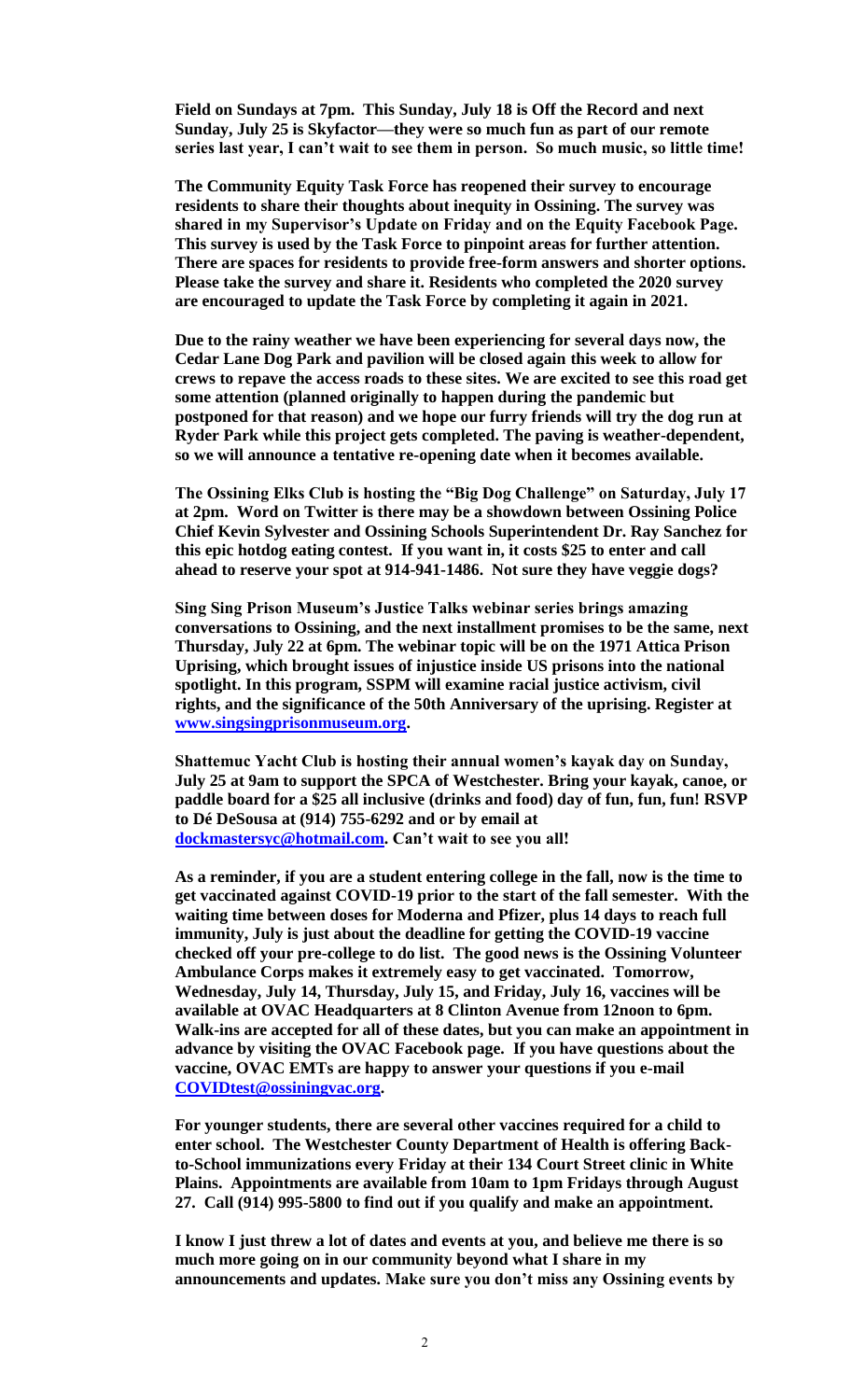**Field on Sundays at 7pm. This Sunday, July 18 is Off the Record and next Sunday, July 25 is Skyfactor—they were so much fun as part of our remote series last year, I can't wait to see them in person. So much music, so little time!**

**The Community Equity Task Force has reopened their survey to encourage residents to share their thoughts about inequity in Ossining. The survey was shared in my Supervisor's Update on Friday and on the Equity Facebook Page. This survey is used by the Task Force to pinpoint areas for further attention. There are spaces for residents to provide free-form answers and shorter options. Please take the survey and share it. Residents who completed the 2020 survey are encouraged to update the Task Force by completing it again in 2021.**

**Due to the rainy weather we have been experiencing for several days now, the Cedar Lane Dog Park and pavilion will be closed again this week to allow for crews to repave the access roads to these sites. We are excited to see this road get some attention (planned originally to happen during the pandemic but postponed for that reason) and we hope our furry friends will try the dog run at Ryder Park while this project gets completed. The paving is weather-dependent, so we will announce a tentative re-opening date when it becomes available.**

**The Ossining Elks Club is hosting the "Big Dog Challenge" on Saturday, July 17 at 2pm. Word on Twitter is there may be a showdown between Ossining Police Chief Kevin Sylvester and Ossining Schools Superintendent Dr. Ray Sanchez for this epic hotdog eating contest. If you want in, it costs $25 to enter and call ahead to reserve your spot at 914-941-1486. Not sure they have veggie dogs?**

**Sing Sing Prison Museum's Justice Talks webinar series brings amazing conversations to Ossining, and the next installment promises to be the same, next Thursday, July 22 at 6pm. The webinar topic will be on the 1971 Attica Prison Uprising, which brought issues of injustice inside US prisons into the national spotlight. In this program, SSPM will examine racial justice activism, civil rights, and the significance of the 50th Anniversary of the uprising. Register at [www.singsingprisonmuseum.org](www.singsingprisonmuseum.org).**

**Shattemuc Yacht Club is hosting their annual women's kayak day on Sunday, July 25 at 9am to support the SPCA of Westchester. Bring your kayak, canoe, or paddle board for a $25 all inclusive (drinks and food) day of fun, fun, fun! RSVP to Dé DeSousa at (914) 755-6292 and or by email at [dockmastersyc@hotmail.com](mailto:dockmastersyc@hotmail.com). Can't wait to see you all!**

**As a reminder, if you are a student entering college in the fall, now is the time to get vaccinated against COVID-19 prior to the start of the fall semester. With the waiting time between doses for Moderna and Pfizer, plus 14 days to reach full immunity, July is just about the deadline for getting the COVID-19 vaccine checked off your pre-college to do list. The good news is the Ossining Volunteer Ambulance Corps makes it extremely easy to get vaccinated. Tomorrow, Wednesday, July 14, Thursday, July 15, and Friday, July 16, vaccines will be available at OVAC Headquarters at 8 Clinton Avenue from 12noon to 6pm. Walk-ins are accepted for all of these dates, but you can make an appointment in advance by visiting the OVAC Facebook page. If you have questions about the vaccine, OVAC EMTs are happy to answer your questions if you e-mail [COVIDtest@ossiningvac.org](mailto:COVIDtest@ossiningvac.org).**

**For younger students, there are several other vaccines required for a child to enter school. The Westchester County Department of Health is offering Back-to-School immunizations every Friday at their 134 Court Street clinic in White Plains. Appointments are available from 10am to 1pm Fridays through August 27. Call (914) 995-5800 to find out if you qualify and make an appointment.**

**I know I just threw a lot of dates and events at you, and believe me there is so much more going on in our community beyond what I share in my announcements and updates. Make sure you don't miss any Ossining events by**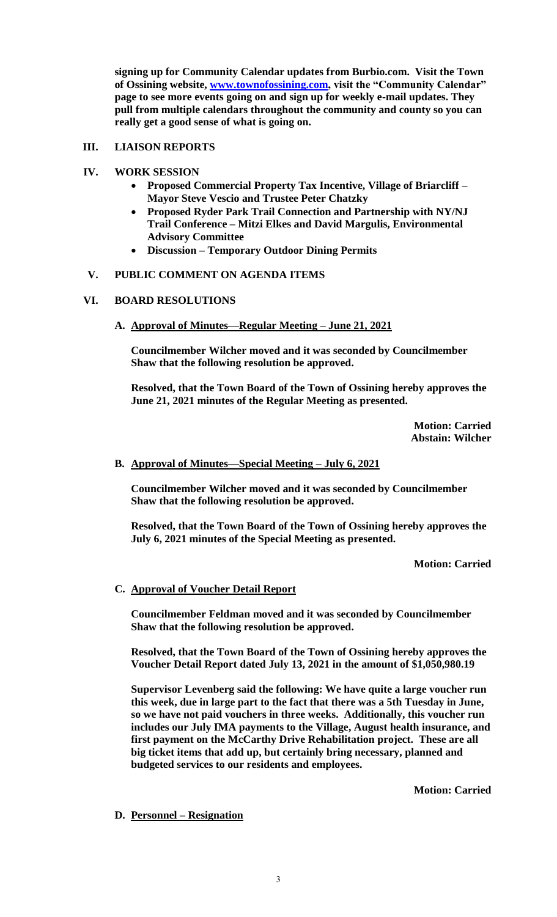**signing up for Community Calendar updates from Burbio.com. Visit the Town of Ossining website, [www.townofossining.com](http://www.townofossining.com), visit the "Community Calendar" page to see more events going on and sign up for weekly e-mail updates. They pull from multiple calendars throughout the community and county so you can really get a good sense of what is going on.**

## III. LIAISON REPORTS

## IV. WORK SESSION

- **Proposed Commercial Property Tax Incentive, Village of Briarcliff – Mayor Steve Vescio and Trustee Peter Chatzky**
- **Proposed Ryder Park Trail Connection and Partnership with NY/NJ Trail Conference – Mitzi Elkes and David Margulis, Environmental Advisory Committee**
- **Discussion – Temporary Outdoor Dining Permits**

## V. PUBLIC COMMENT ON AGENDA ITEMS

## VI. BOARD RESOLUTIONS

### A. Approval of Minutes—Regular Meeting – June 21, 2021

**Councilmember Wilcher moved and it was seconded by Councilmember Shaw that the following resolution be approved.**

**Resolved, that the Town Board of the Town of Ossining hereby approves the June 21, 2021 minutes of the Regular Meeting as presented.**

**Motion: Carried**
**Abstain: Wilcher**

### B. Approval of Minutes—Special Meeting – July 6, 2021

**Councilmember Wilcher moved and it was seconded by Councilmember Shaw that the following resolution be approved.**

**Resolved, that the Town Board of the Town of Ossining hereby approves the July 6, 2021 minutes of the Special Meeting as presented.**

**Motion: Carried**

### C. Approval of Voucher Detail Report

**Councilmember Feldman moved and it was seconded by Councilmember Shaw that the following resolution be approved.**

**Resolved, that the Town Board of the Town of Ossining hereby approves the Voucher Detail Report dated July 13, 2021 in the amount of $1,050,980.19**

**Supervisor Levenberg said the following: We have quite a large voucher run this week, due in large part to the fact that there was a 5th Tuesday in June, so we have not paid vouchers in three weeks. Additionally, this voucher run includes our July IMA payments to the Village, August health insurance, and first payment on the McCarthy Drive Rehabilitation project. These are all big ticket items that add up, but certainly bring necessary, planned and budgeted services to our residents and employees.**

**Motion: Carried**

### D. Personnel – Resignation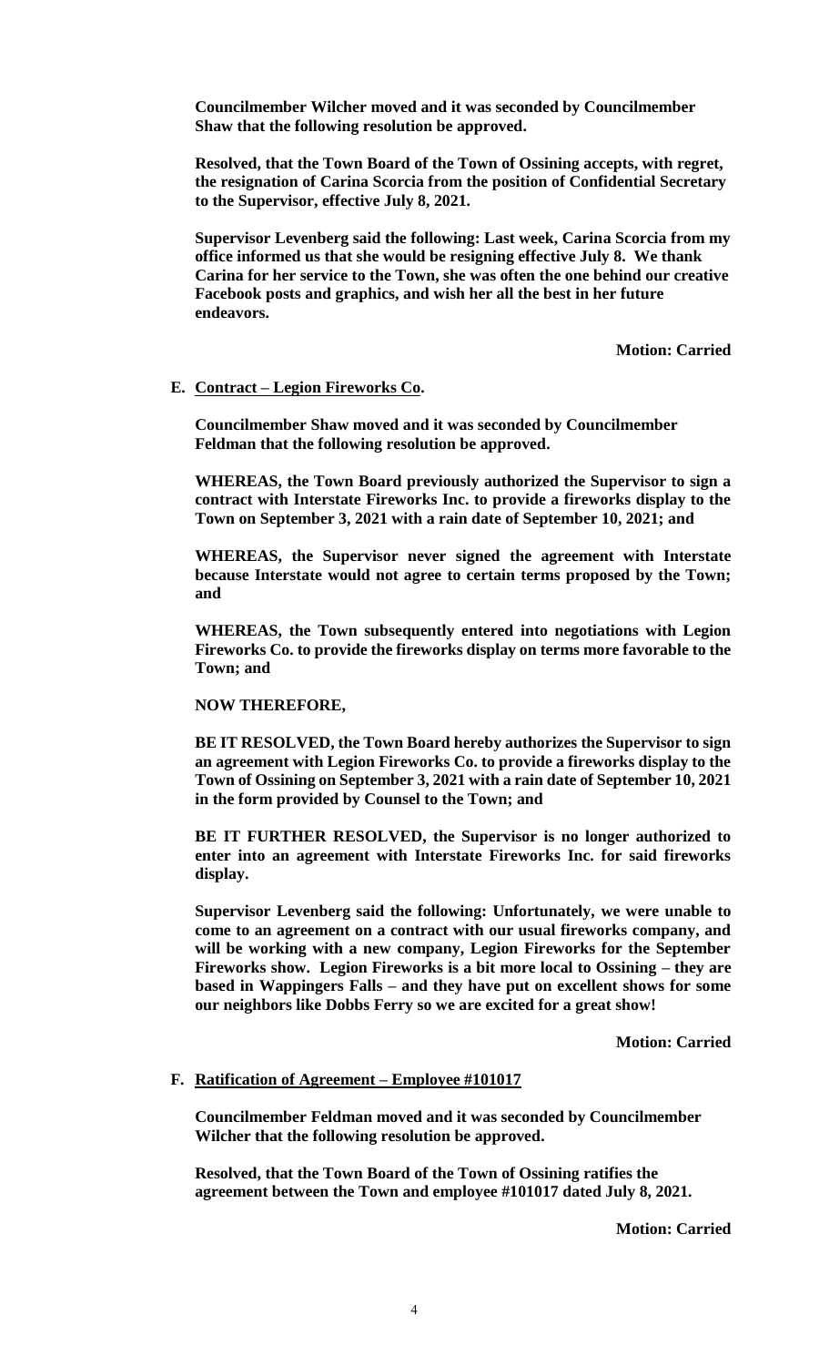**Councilmember Wilcher moved and it was seconded by Councilmember Shaw that the following resolution be approved.**

**Resolved, that the Town Board of the Town of Ossining accepts, with regret, the resignation of Carina Scorcia from the position of Confidential Secretary to the Supervisor, effective July 8, 2021.**

**Supervisor Levenberg said the following: Last week, Carina Scorcia from my office informed us that she would be resigning effective July 8. We thank Carina for her service to the Town, she was often the one behind our creative Facebook posts and graphics, and wish her all the best in her future endeavors.**

**Motion: Carried**

**E. Contract – Legion Fireworks Co.**

**Councilmember Shaw moved and it was seconded by Councilmember Feldman that the following resolution be approved.**

**WHEREAS, the Town Board previously authorized the Supervisor to sign a contract with Interstate Fireworks Inc. to provide a fireworks display to the Town on September 3, 2021 with a rain date of September 10, 2021; and**

**WHEREAS, the Supervisor never signed the agreement with Interstate because Interstate would not agree to certain terms proposed by the Town; and**

**WHEREAS, the Town subsequently entered into negotiations with Legion Fireworks Co. to provide the fireworks display on terms more favorable to the Town; and**

**NOW THEREFORE,**

**BE IT RESOLVED, the Town Board hereby authorizes the Supervisor to sign an agreement with Legion Fireworks Co. to provide a fireworks display to the Town of Ossining on September 3, 2021 with a rain date of September 10, 2021 in the form provided by Counsel to the Town; and**

**BE IT FURTHER RESOLVED, the Supervisor is no longer authorized to enter into an agreement with Interstate Fireworks Inc. for said fireworks display.**

**Supervisor Levenberg said the following: Unfortunately, we were unable to come to an agreement on a contract with our usual fireworks company, and will be working with a new company, Legion Fireworks for the September Fireworks show. Legion Fireworks is a bit more local to Ossining – they are based in Wappingers Falls – and they have put on excellent shows for some our neighbors like Dobbs Ferry so we are excited for a great show!**

**Motion: Carried**

**F. Ratification of Agreement – Employee #101017**

**Councilmember Feldman moved and it was seconded by Councilmember Wilcher that the following resolution be approved.**

**Resolved, that the Town Board of the Town of Ossining ratifies the agreement between the Town and employee #101017 dated July 8, 2021.**

**Motion: Carried**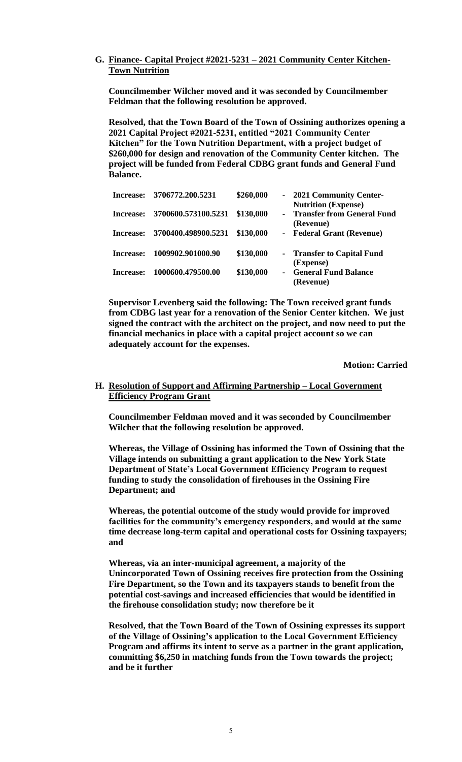**G. <u>Finance- Capital Project #2021-5231 – 2021 Community Center Kitchen-Town Nutrition</u>**

**Councilmember Wilcher moved and it was seconded by Councilmember Feldman that the following resolution be approved.**

**Resolved, that the Town Board of the Town of Ossining authorizes opening a 2021 Capital Project #2021-5231, entitled "2021 Community Center Kitchen" for the Town Nutrition Department, with a project budget of $260,000 for design and renovation of the Community Center kitchen. The project will be funded from Federal CDBG grant funds and General Fund Balance.**

| | | | |
|---|---|---|---|
| **Increase:** | **3706772.200.5231** | **$260,000** | **- 2021 Community Center-Nutrition (Expense)** |
| **Increase:** | **3700600.573100.5231** | **$130,000** | **- Transfer from General Fund (Revenue)** |
| **Increase:** | **3700400.498900.5231** | **$130,000** | **- Federal Grant (Revenue)** |
| **Increase:** | **1009902.901000.90** | **$130,000** | **- Transfer to Capital Fund (Expense)** |
| **Increase:** | **1000600.479500.00** | **$130,000** | **- General Fund Balance (Revenue)** |

**Supervisor Levenberg said the following: The Town received grant funds from CDBG last year for a renovation of the Senior Center kitchen. We just signed the contract with the architect on the project, and now need to put the financial mechanics in place with a capital project account so we can adequately account for the expenses.**

**Motion: Carried**

**H. <u>Resolution of Support and Affirming Partnership – Local Government Efficiency Program Grant</u>**

**Councilmember Feldman moved and it was seconded by Councilmember Wilcher that the following resolution be approved.**

**Whereas, the Village of Ossining has informed the Town of Ossining that the Village intends on submitting a grant application to the New York State Department of State's Local Government Efficiency Program to request funding to study the consolidation of firehouses in the Ossining Fire Department; and**

**Whereas, the potential outcome of the study would provide for improved facilities for the community's emergency responders, and would at the same time decrease long-term capital and operational costs for Ossining taxpayers; and**

**Whereas, via an inter-municipal agreement, a majority of the Unincorporated Town of Ossining receives fire protection from the Ossining Fire Department, so the Town and its taxpayers stands to benefit from the potential cost-savings and increased efficiencies that would be identified in the firehouse consolidation study; now therefore be it**

**Resolved, that the Town Board of the Town of Ossining expresses its support of the Village of Ossining's application to the Local Government Efficiency Program and affirms its intent to serve as a partner in the grant application, committing $6,250 in matching funds from the Town towards the project; and be it further**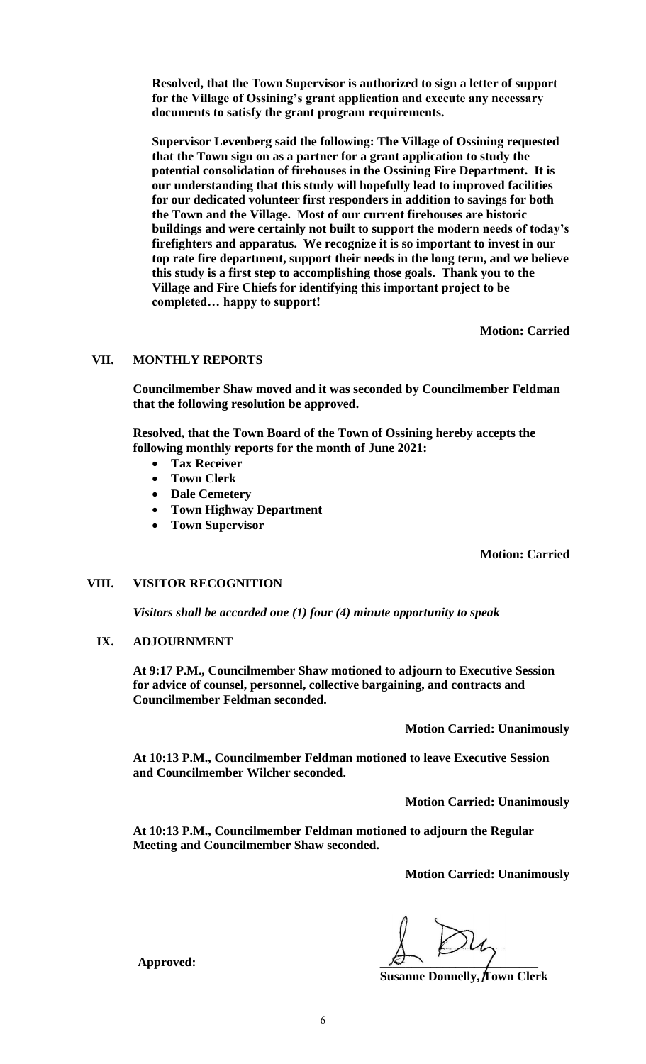**Resolved, that the Town Supervisor is authorized to sign a letter of support for the Village of Ossining's grant application and execute any necessary documents to satisfy the grant program requirements.**

**Supervisor Levenberg said the following: The Village of Ossining requested that the Town sign on as a partner for a grant application to study the potential consolidation of firehouses in the Ossining Fire Department. It is our understanding that this study will hopefully lead to improved facilities for our dedicated volunteer first responders in addition to savings for both the Town and the Village. Most of our current firehouses are historic buildings and were certainly not built to support the modern needs of today's firefighters and apparatus. We recognize it is so important to invest in our top rate fire department, support their needs in the long term, and we believe this study is a first step to accomplishing those goals. Thank you to the Village and Fire Chiefs for identifying this important project to be completed… happy to support!**

**Motion: Carried**

## VII. MONTHLY REPORTS

**Councilmember Shaw moved and it was seconded by Councilmember Feldman that the following resolution be approved.**

**Resolved, that the Town Board of the Town of Ossining hereby accepts the following monthly reports for the month of June 2021:**

- **Tax Receiver**
- **Town Clerk**
- **Dale Cemetery**
- **Town Highway Department**
- **Town Supervisor**

**Motion: Carried**

## VIII. VISITOR RECOGNITION

***Visitors shall be accorded one (1) four (4) minute opportunity to speak***

## IX. ADJOURNMENT

**At 9:17 P.M., Councilmember Shaw motioned to adjourn to Executive Session for advice of counsel, personnel, collective bargaining, and contracts and Councilmember Feldman seconded.**

**Motion Carried: Unanimously**

**At 10:13 P.M., Councilmember Feldman motioned to leave Executive Session and Councilmember Wilcher seconded.**

**Motion Carried: Unanimously**

**At 10:13 P.M., Councilmember Feldman motioned to adjourn the Regular Meeting and Councilmember Shaw seconded.**

**Motion Carried: Unanimously**

**Approved:**

**Susanne Donnelly, Town Clerk**